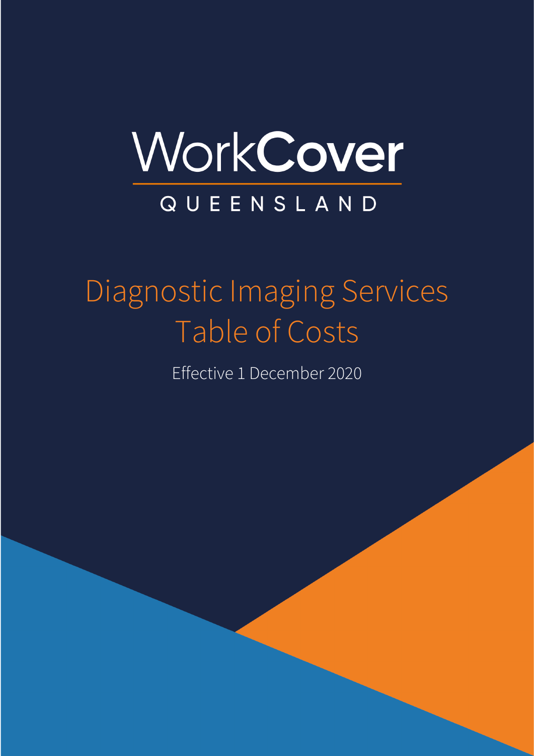WorkCover

QUEENSLAND

# Diagnostic Imaging Services Table of Costs

Effective 1 December 2020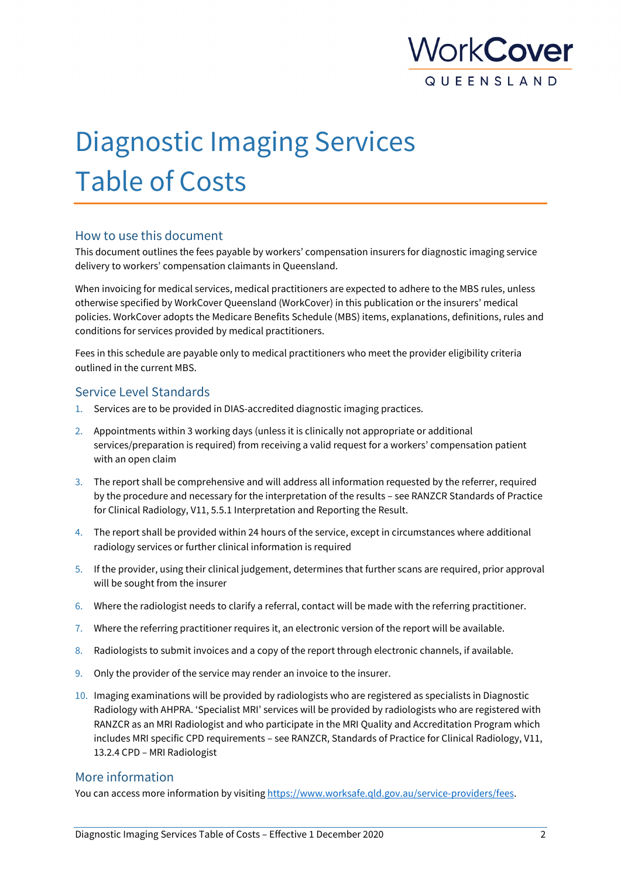WorkCover QUEENSLAND

# Diagnostic Imaging Services Table of Costs

## How to use this document

This document outlines the fees payable by workers' compensation insurers for diagnostic imaging service delivery to workers' compensation claimants in Queensland.

When invoicing for medical services, medical practitioners are expected to adhere to the MBS rules, unless otherwise specified by WorkCover Queensland (WorkCover) in this publication or the insurers' medical policies. WorkCover adopts the Medicare Benefits Schedule (MBS) items, explanations, definitions, rules and conditions for services provided by medical practitioners.

Fees in this schedule are payable only to medical practitioners who meet the provider eligibility criteria outlined in the current MBS.

## Service Level Standards

1. Services are to be provided in DIAS-accredited diagnostic imaging practices.
2. Appointments within 3 working days (unless it is clinically not appropriate or additional services/preparation is required) from receiving a valid request for a workers' compensation patient with an open claim
3. The report shall be comprehensive and will address all information requested by the referrer, required by the procedure and necessary for the interpretation of the results – see RANZCR Standards of Practice for Clinical Radiology, V11, 5.5.1 Interpretation and Reporting the Result.
4. The report shall be provided within 24 hours of the service, except in circumstances where additional radiology services or further clinical information is required
5. If the provider, using their clinical judgement, determines that further scans are required, prior approval will be sought from the insurer
6. Where the radiologist needs to clarify a referral, contact will be made with the referring practitioner.
7. Where the referring practitioner requires it, an electronic version of the report will be available.
8. Radiologists to submit invoices and a copy of the report through electronic channels, if available.
9. Only the provider of the service may render an invoice to the insurer.
10. Imaging examinations will be provided by radiologists who are registered as specialists in Diagnostic Radiology with AHPRA. 'Specialist MRI' services will be provided by radiologists who are registered with RANZCR as an MRI Radiologist and who participate in the MRI Quality and Accreditation Program which includes MRI specific CPD requirements – see RANZCR, Standards of Practice for Clinical Radiology, V11, 13.2.4 CPD – MRI Radiologist

## More information

You can access more information by visiting https://www.worksafe.qld.gov.au/service-providers/fees.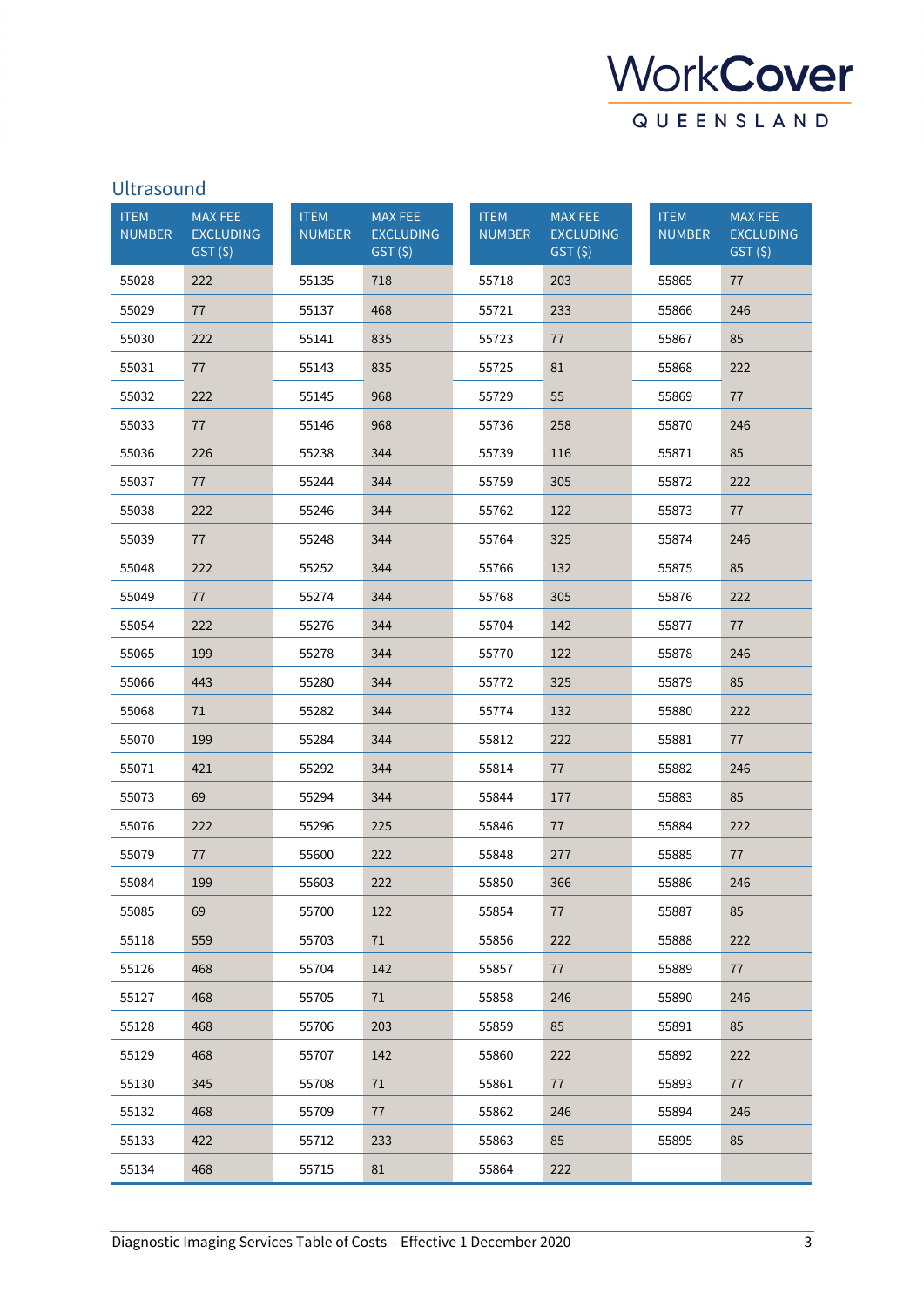## Ultrasound

| ITEM NUMBER | MAX FEE EXCLUDING GST ($) | ITEM NUMBER | MAX FEE EXCLUDING GST ($) | ITEM NUMBER | MAX FEE EXCLUDING GST ($) | ITEM NUMBER | MAX FEE EXCLUDING GST ($) |
|---|---|---|---|---|---|---|---|
| 55028 | 222 | 55135 | 718 | 55718 | 203 | 55865 | 77 |
| 55029 | 77 | 55137 | 468 | 55721 | 233 | 55866 | 246 |
| 55030 | 222 | 55141 | 835 | 55723 | 77 | 55867 | 85 |
| 55031 | 77 | 55143 | 835 | 55725 | 81 | 55868 | 222 |
| 55032 | 222 | 55145 | 968 | 55729 | 55 | 55869 | 77 |
| 55033 | 77 | 55146 | 968 | 55736 | 258 | 55870 | 246 |
| 55036 | 226 | 55238 | 344 | 55739 | 116 | 55871 | 85 |
| 55037 | 77 | 55244 | 344 | 55759 | 305 | 55872 | 222 |
| 55038 | 222 | 55246 | 344 | 55762 | 122 | 55873 | 77 |
| 55039 | 77 | 55248 | 344 | 55764 | 325 | 55874 | 246 |
| 55048 | 222 | 55252 | 344 | 55766 | 132 | 55875 | 85 |
| 55049 | 77 | 55274 | 344 | 55768 | 305 | 55876 | 222 |
| 55054 | 222 | 55276 | 344 | 55704 | 142 | 55877 | 77 |
| 55065 | 199 | 55278 | 344 | 55770 | 122 | 55878 | 246 |
| 55066 | 443 | 55280 | 344 | 55772 | 325 | 55879 | 85 |
| 55068 | 71 | 55282 | 344 | 55774 | 132 | 55880 | 222 |
| 55070 | 199 | 55284 | 344 | 55812 | 222 | 55881 | 77 |
| 55071 | 421 | 55292 | 344 | 55814 | 77 | 55882 | 246 |
| 55073 | 69 | 55294 | 344 | 55844 | 177 | 55883 | 85 |
| 55076 | 222 | 55296 | 225 | 55846 | 77 | 55884 | 222 |
| 55079 | 77 | 55600 | 222 | 55848 | 277 | 55885 | 77 |
| 55084 | 199 | 55603 | 222 | 55850 | 366 | 55886 | 246 |
| 55085 | 69 | 55700 | 122 | 55854 | 77 | 55887 | 85 |
| 55118 | 559 | 55703 | 71 | 55856 | 222 | 55888 | 222 |
| 55126 | 468 | 55704 | 142 | 55857 | 77 | 55889 | 77 |
| 55127 | 468 | 55705 | 71 | 55858 | 246 | 55890 | 246 |
| 55128 | 468 | 55706 | 203 | 55859 | 85 | 55891 | 85 |
| 55129 | 468 | 55707 | 142 | 55860 | 222 | 55892 | 222 |
| 55130 | 345 | 55708 | 71 | 55861 | 77 | 55893 | 77 |
| 55132 | 468 | 55709 | 77 | 55862 | 246 | 55894 | 246 |
| 55133 | 422 | 55712 | 233 | 55863 | 85 | 55895 | 85 |
| 55134 | 468 | 55715 | 81 | 55864 | 222 | | |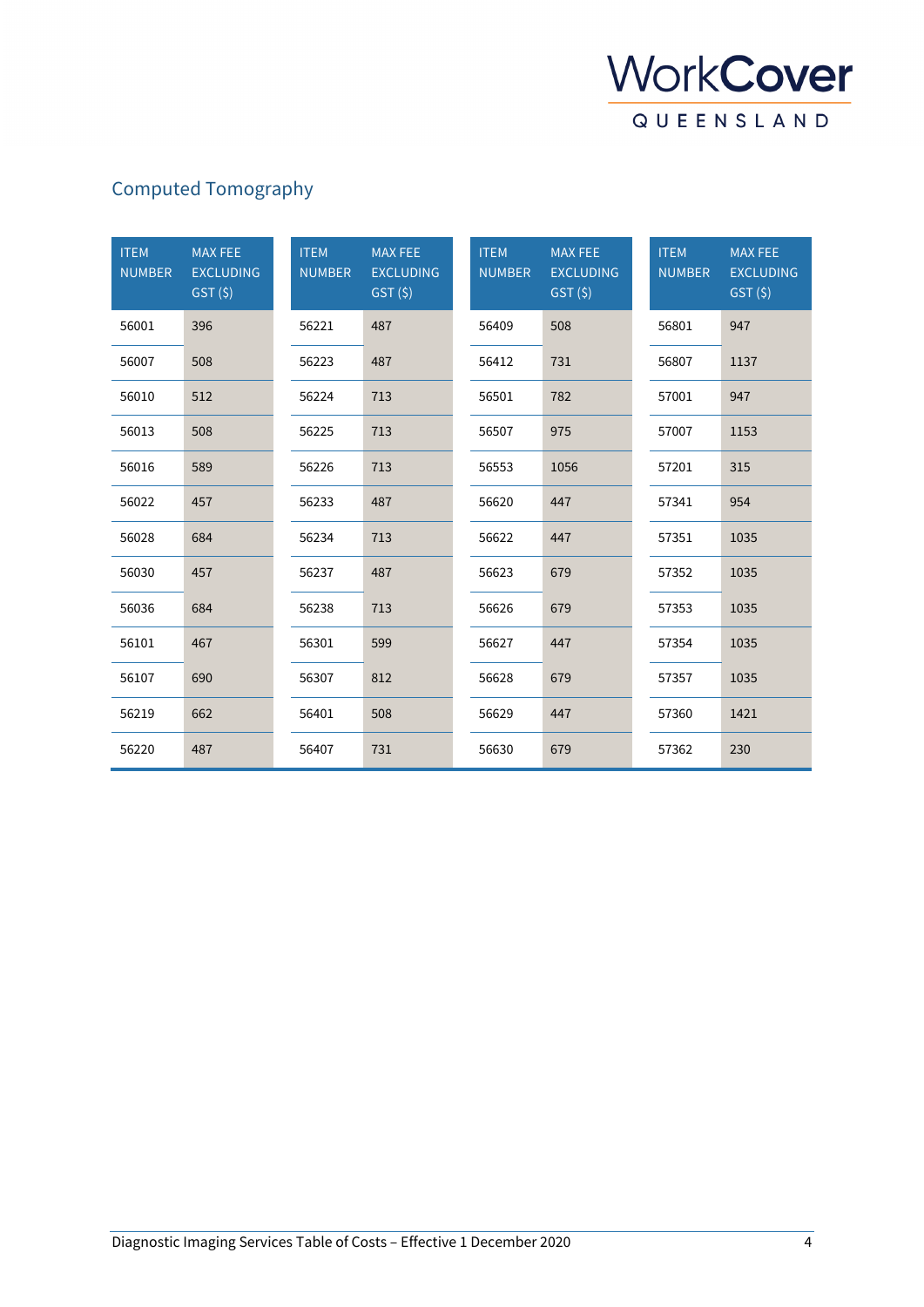## Computed Tomography

| ITEM NUMBER | MAX FEE EXCLUDING GST ($) | ITEM NUMBER | MAX FEE EXCLUDING GST ($) | ITEM NUMBER | MAX FEE EXCLUDING GST ($) | ITEM NUMBER | MAX FEE EXCLUDING GST ($) |
|---|---|---|---|---|---|---|---|
| 56001 | 396 | 56221 | 487 | 56409 | 508 | 56801 | 947 |
| 56007 | 508 | 56223 | 487 | 56412 | 731 | 56807 | 1137 |
| 56010 | 512 | 56224 | 713 | 56501 | 782 | 57001 | 947 |
| 56013 | 508 | 56225 | 713 | 56507 | 975 | 57007 | 1153 |
| 56016 | 589 | 56226 | 713 | 56553 | 1056 | 57201 | 315 |
| 56022 | 457 | 56233 | 487 | 56620 | 447 | 57341 | 954 |
| 56028 | 684 | 56234 | 713 | 56622 | 447 | 57351 | 1035 |
| 56030 | 457 | 56237 | 487 | 56623 | 679 | 57352 | 1035 |
| 56036 | 684 | 56238 | 713 | 56626 | 679 | 57353 | 1035 |
| 56101 | 467 | 56301 | 599 | 56627 | 447 | 57354 | 1035 |
| 56107 | 690 | 56307 | 812 | 56628 | 679 | 57357 | 1035 |
| 56219 | 662 | 56401 | 508 | 56629 | 447 | 57360 | 1421 |
| 56220 | 487 | 56407 | 731 | 56630 | 679 | 57362 | 230 |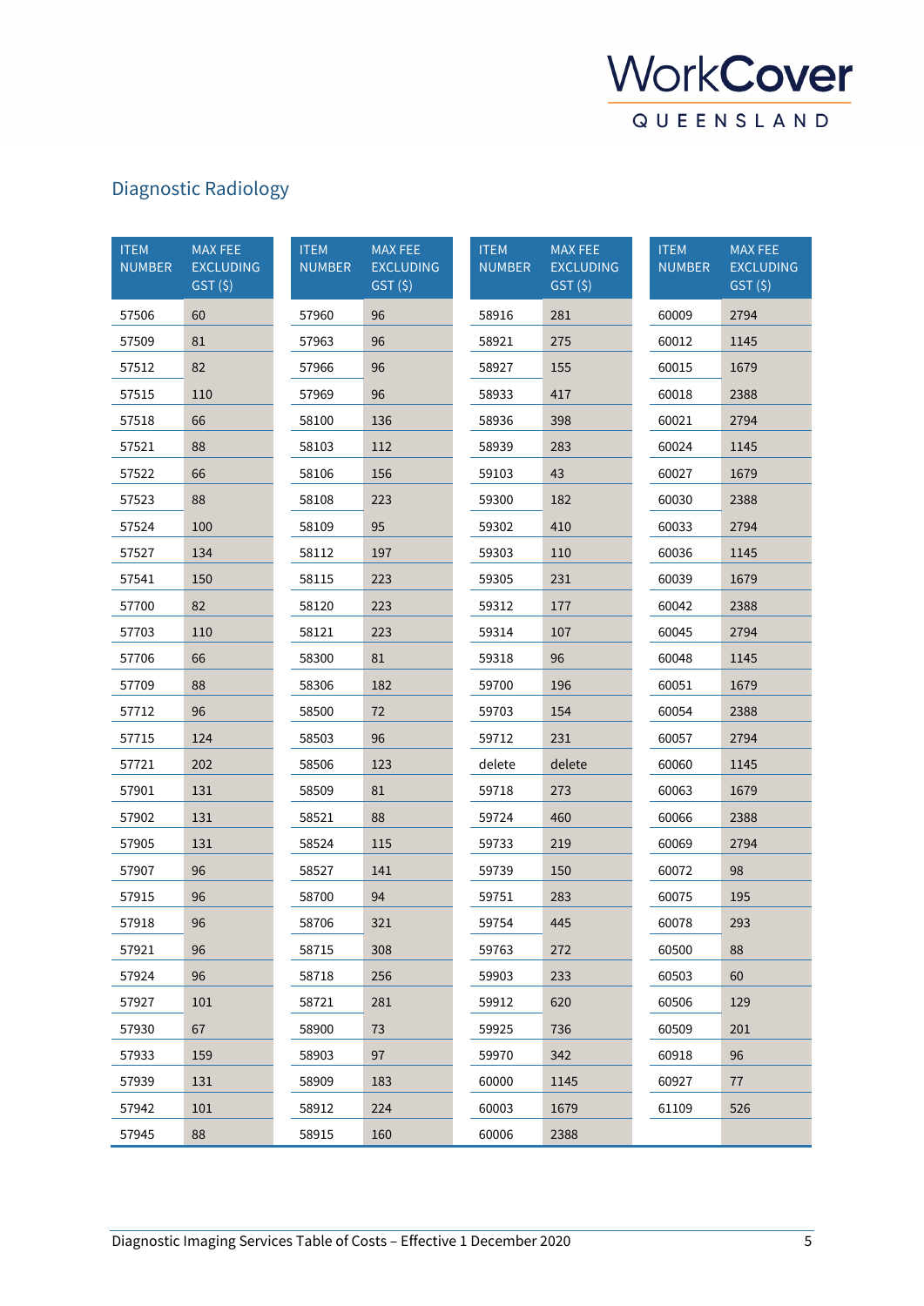## Diagnostic Radiology

| ITEM NUMBER | MAX FEE EXCLUDING GST ($) |
|---|---|
| 57506 | 60 |
| 57509 | 81 |
| 57512 | 82 |
| 57515 | 110 |
| 57518 | 66 |
| 57521 | 88 |
| 57522 | 66 |
| 57523 | 88 |
| 57524 | 100 |
| 57527 | 134 |
| 57541 | 150 |
| 57700 | 82 |
| 57703 | 110 |
| 57706 | 66 |
| 57709 | 88 |
| 57712 | 96 |
| 57715 | 124 |
| 57721 | 202 |
| 57901 | 131 |
| 57902 | 131 |
| 57905 | 131 |
| 57907 | 96 |
| 57915 | 96 |
| 57918 | 96 |
| 57921 | 96 |
| 57924 | 96 |
| 57927 | 101 |
| 57930 | 67 |
| 57933 | 159 |
| 57939 | 131 |
| 57942 | 101 |
| 57945 | 88 |
| 57960 | 96 |
| 57963 | 96 |
| 57966 | 96 |
| 57969 | 96 |
| 58100 | 136 |
| 58103 | 112 |
| 58106 | 156 |
| 58108 | 223 |
| 58109 | 95 |
| 58112 | 197 |
| 58115 | 223 |
| 58120 | 223 |
| 58121 | 223 |
| 58300 | 81 |
| 58306 | 182 |
| 58500 | 72 |
| 58503 | 96 |
| 58506 | 123 |
| 58509 | 81 |
| 58521 | 88 |
| 58524 | 115 |
| 58527 | 141 |
| 58700 | 94 |
| 58706 | 321 |
| 58715 | 308 |
| 58718 | 256 |
| 58721 | 281 |
| 58900 | 73 |
| 58903 | 97 |
| 58909 | 183 |
| 58912 | 224 |
| 58915 | 160 |
| 58916 | 281 |
| 58921 | 275 |
| 58927 | 155 |
| 58933 | 417 |
| 58936 | 398 |
| 58939 | 283 |
| 59103 | 43 |
| 59300 | 182 |
| 59302 | 410 |
| 59303 | 110 |
| 59305 | 231 |
| 59312 | 177 |
| 59314 | 107 |
| 59318 | 96 |
| 59700 | 196 |
| 59703 | 154 |
| 59712 | 231 |
| delete | delete |
| 59718 | 273 |
| 59724 | 460 |
| 59733 | 219 |
| 59739 | 150 |
| 59751 | 283 |
| 59754 | 445 |
| 59763 | 272 |
| 59903 | 233 |
| 59912 | 620 |
| 59925 | 736 |
| 59970 | 342 |
| 60000 | 1145 |
| 60003 | 1679 |
| 60006 | 2388 |
| 60009 | 2794 |
| 60012 | 1145 |
| 60015 | 1679 |
| 60018 | 2388 |
| 60021 | 2794 |
| 60024 | 1145 |
| 60027 | 1679 |
| 60030 | 2388 |
| 60033 | 2794 |
| 60036 | 1145 |
| 60039 | 1679 |
| 60042 | 2388 |
| 60045 | 2794 |
| 60048 | 1145 |
| 60051 | 1679 |
| 60054 | 2388 |
| 60057 | 2794 |
| 60060 | 1145 |
| 60063 | 1679 |
| 60066 | 2388 |
| 60069 | 2794 |
| 60072 | 98 |
| 60075 | 195 |
| 60078 | 293 |
| 60500 | 88 |
| 60503 | 60 |
| 60506 | 129 |
| 60509 | 201 |
| 60918 | 96 |
| 60927 | 77 |
| 61109 | 526 |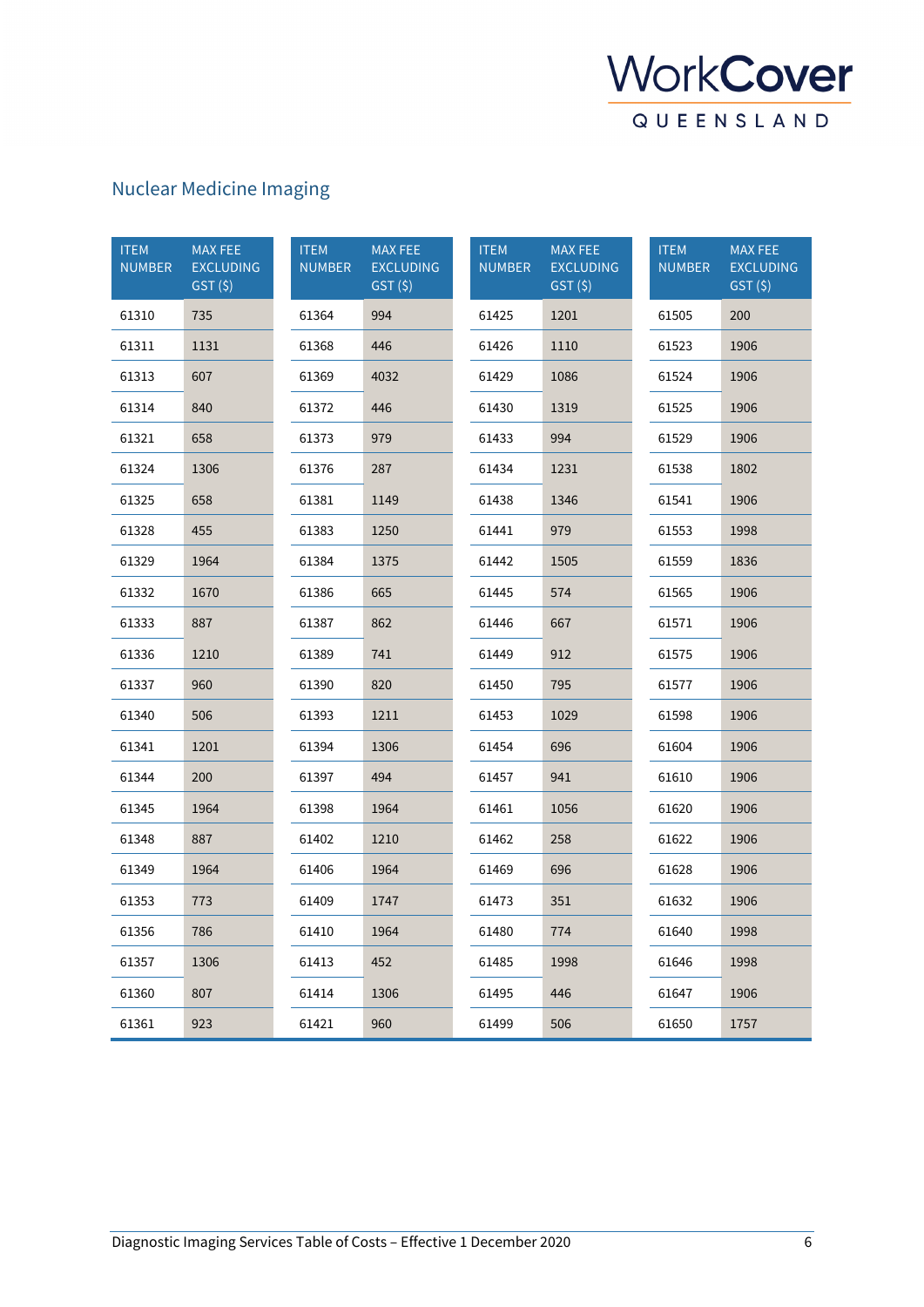## Nuclear Medicine Imaging

| ITEM NUMBER | MAX FEE EXCLUDING GST ($) | ITEM NUMBER | MAX FEE EXCLUDING GST ($) | ITEM NUMBER | MAX FEE EXCLUDING GST ($) | ITEM NUMBER | MAX FEE EXCLUDING GST ($) |
|---|---|---|---|---|---|---|---|
| 61310 | 735 | 61364 | 994 | 61425 | 1201 | 61505 | 200 |
| 61311 | 1131 | 61368 | 446 | 61426 | 1110 | 61523 | 1906 |
| 61313 | 607 | 61369 | 4032 | 61429 | 1086 | 61524 | 1906 |
| 61314 | 840 | 61372 | 446 | 61430 | 1319 | 61525 | 1906 |
| 61321 | 658 | 61373 | 979 | 61433 | 994 | 61529 | 1906 |
| 61324 | 1306 | 61376 | 287 | 61434 | 1231 | 61538 | 1802 |
| 61325 | 658 | 61381 | 1149 | 61438 | 1346 | 61541 | 1906 |
| 61328 | 455 | 61383 | 1250 | 61441 | 979 | 61553 | 1998 |
| 61329 | 1964 | 61384 | 1375 | 61442 | 1505 | 61559 | 1836 |
| 61332 | 1670 | 61386 | 665 | 61445 | 574 | 61565 | 1906 |
| 61333 | 887 | 61387 | 862 | 61446 | 667 | 61571 | 1906 |
| 61336 | 1210 | 61389 | 741 | 61449 | 912 | 61575 | 1906 |
| 61337 | 960 | 61390 | 820 | 61450 | 795 | 61577 | 1906 |
| 61340 | 506 | 61393 | 1211 | 61453 | 1029 | 61598 | 1906 |
| 61341 | 1201 | 61394 | 1306 | 61454 | 696 | 61604 | 1906 |
| 61344 | 200 | 61397 | 494 | 61457 | 941 | 61610 | 1906 |
| 61345 | 1964 | 61398 | 1964 | 61461 | 1056 | 61620 | 1906 |
| 61348 | 887 | 61402 | 1210 | 61462 | 258 | 61622 | 1906 |
| 61349 | 1964 | 61406 | 1964 | 61469 | 696 | 61628 | 1906 |
| 61353 | 773 | 61409 | 1747 | 61473 | 351 | 61632 | 1906 |
| 61356 | 786 | 61410 | 1964 | 61480 | 774 | 61640 | 1998 |
| 61357 | 1306 | 61413 | 452 | 61485 | 1998 | 61646 | 1998 |
| 61360 | 807 | 61414 | 1306 | 61495 | 446 | 61647 | 1906 |
| 61361 | 923 | 61421 | 960 | 61499 | 506 | 61650 | 1757 |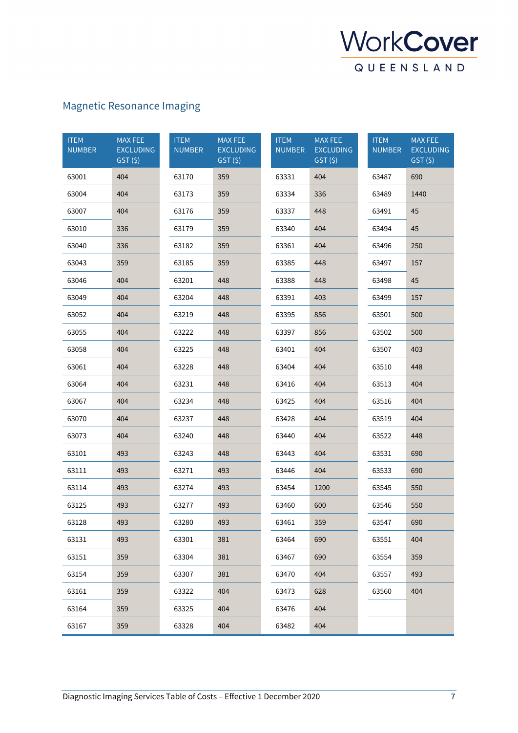## Magnetic Resonance Imaging

| ITEM NUMBER | MAX FEE EXCLUDING GST ($) |
|---|---|
| 63001 | 404 |
| 63004 | 404 |
| 63007 | 404 |
| 63010 | 336 |
| 63040 | 336 |
| 63043 | 359 |
| 63046 | 404 |
| 63049 | 404 |
| 63052 | 404 |
| 63055 | 404 |
| 63058 | 404 |
| 63061 | 404 |
| 63064 | 404 |
| 63067 | 404 |
| 63070 | 404 |
| 63073 | 404 |
| 63101 | 493 |
| 63111 | 493 |
| 63114 | 493 |
| 63125 | 493 |
| 63128 | 493 |
| 63131 | 493 |
| 63151 | 359 |
| 63154 | 359 |
| 63161 | 359 |
| 63164 | 359 |
| 63167 | 359 |
| 63170 | 359 |
| 63173 | 359 |
| 63176 | 359 |
| 63179 | 359 |
| 63182 | 359 |
| 63185 | 359 |
| 63201 | 448 |
| 63204 | 448 |
| 63219 | 448 |
| 63222 | 448 |
| 63225 | 448 |
| 63228 | 448 |
| 63231 | 448 |
| 63234 | 448 |
| 63237 | 448 |
| 63240 | 448 |
| 63243 | 448 |
| 63271 | 493 |
| 63274 | 493 |
| 63277 | 493 |
| 63280 | 493 |
| 63301 | 381 |
| 63304 | 381 |
| 63307 | 381 |
| 63322 | 404 |
| 63325 | 404 |
| 63328 | 404 |
| 63331 | 404 |
| 63334 | 336 |
| 63337 | 448 |
| 63340 | 404 |
| 63361 | 404 |
| 63385 | 448 |
| 63388 | 448 |
| 63391 | 403 |
| 63395 | 856 |
| 63397 | 856 |
| 63401 | 404 |
| 63404 | 404 |
| 63416 | 404 |
| 63425 | 404 |
| 63428 | 404 |
| 63440 | 404 |
| 63443 | 404 |
| 63446 | 404 |
| 63454 | 1200 |
| 63460 | 600 |
| 63461 | 359 |
| 63464 | 690 |
| 63467 | 690 |
| 63470 | 404 |
| 63473 | 628 |
| 63476 | 404 |
| 63482 | 404 |
| 63487 | 690 |
| 63489 | 1440 |
| 63491 | 45 |
| 63494 | 45 |
| 63496 | 250 |
| 63497 | 157 |
| 63498 | 45 |
| 63499 | 157 |
| 63501 | 500 |
| 63502 | 500 |
| 63507 | 403 |
| 63510 | 448 |
| 63513 | 404 |
| 63516 | 404 |
| 63519 | 404 |
| 63522 | 448 |
| 63531 | 690 |
| 63533 | 690 |
| 63545 | 550 |
| 63546 | 550 |
| 63547 | 690 |
| 63551 | 404 |
| 63554 | 359 |
| 63557 | 493 |
| 63560 | 404 |

Diagnostic Imaging Services Table of Costs – Effective 1 December 2020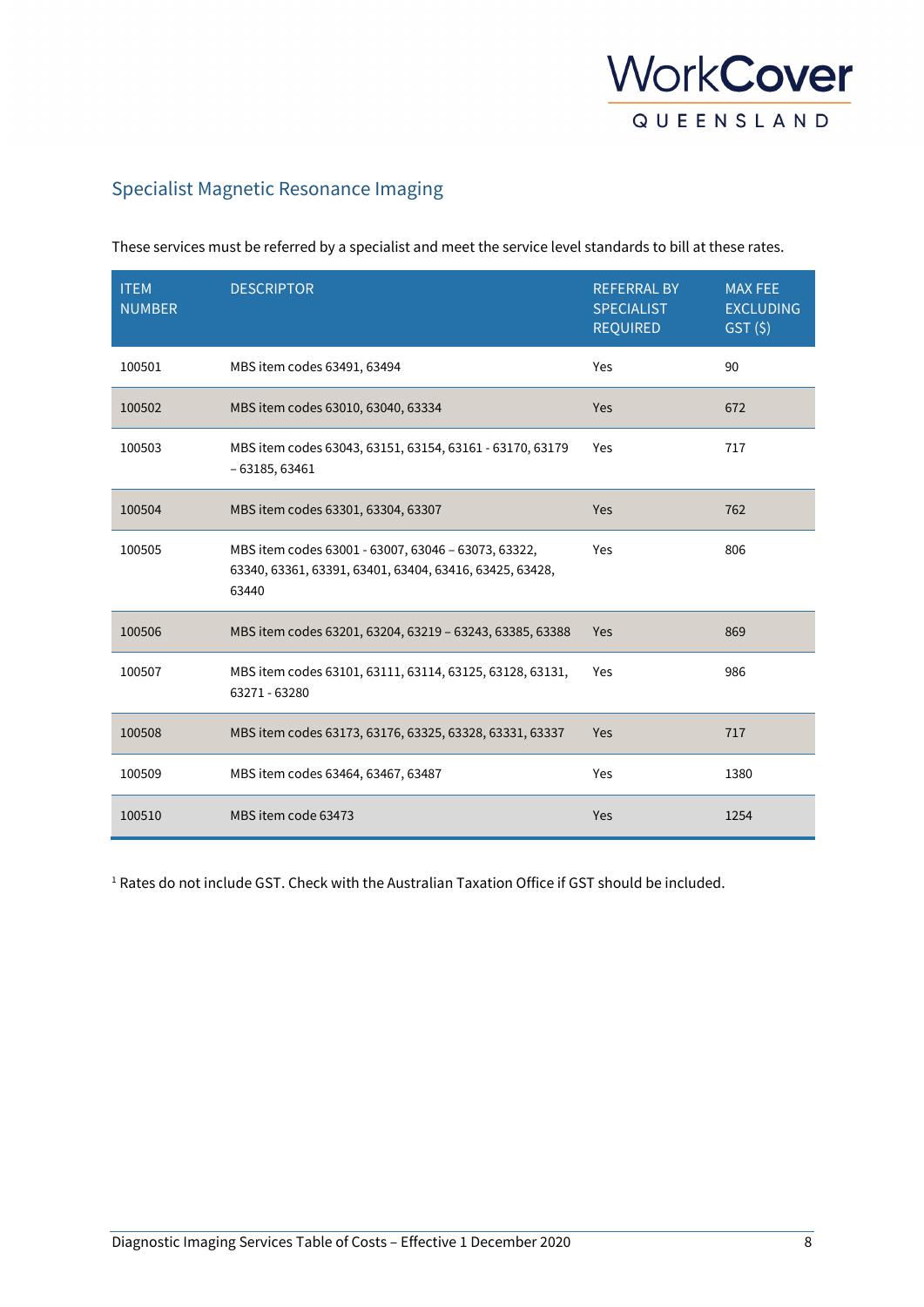## Specialist Magnetic Resonance Imaging

These services must be referred by a specialist and meet the service level standards to bill at these rates.

| ITEM NUMBER | DESCRIPTOR | REFERRAL BY SPECIALIST REQUIRED | MAX FEE EXCLUDING GST ($) |
|---|---|---|---|
| 100501 | MBS item codes 63491, 63494 | Yes | 90 |
| 100502 | MBS item codes 63010, 63040, 63334 | Yes | 672 |
| 100503 | MBS item codes 63043, 63151, 63154, 63161 - 63170, 63179 – 63185, 63461 | Yes | 717 |
| 100504 | MBS item codes 63301, 63304, 63307 | Yes | 762 |
| 100505 | MBS item codes 63001 - 63007, 63046 – 63073, 63322, 63340, 63361, 63391, 63401, 63404, 63416, 63425, 63428, 63440 | Yes | 806 |
| 100506 | MBS item codes 63201, 63204, 63219 – 63243, 63385, 63388 | Yes | 869 |
| 100507 | MBS item codes 63101, 63111, 63114, 63125, 63128, 63131, 63271 - 63280 | Yes | 986 |
| 100508 | MBS item codes 63173, 63176, 63325, 63328, 63331, 63337 | Yes | 717 |
| 100509 | MBS item codes 63464, 63467, 63487 | Yes | 1380 |
| 100510 | MBS item code 63473 | Yes | 1254 |

[1] Rates do not include GST. Check with the Australian Taxation Office if GST should be included.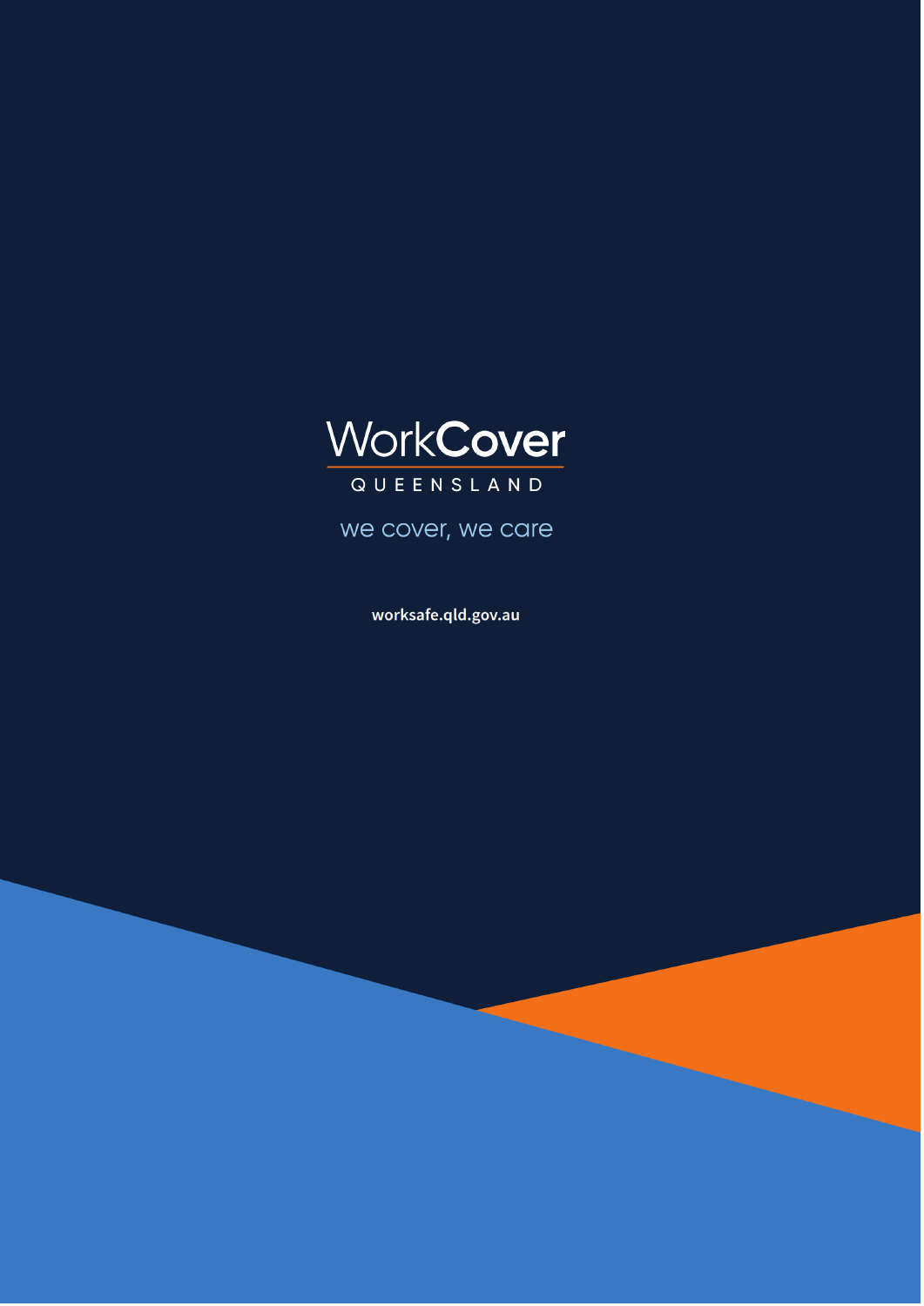WorkCover

QUEENSLAND

we cover, we care

**worksafe.qld.gov.au**